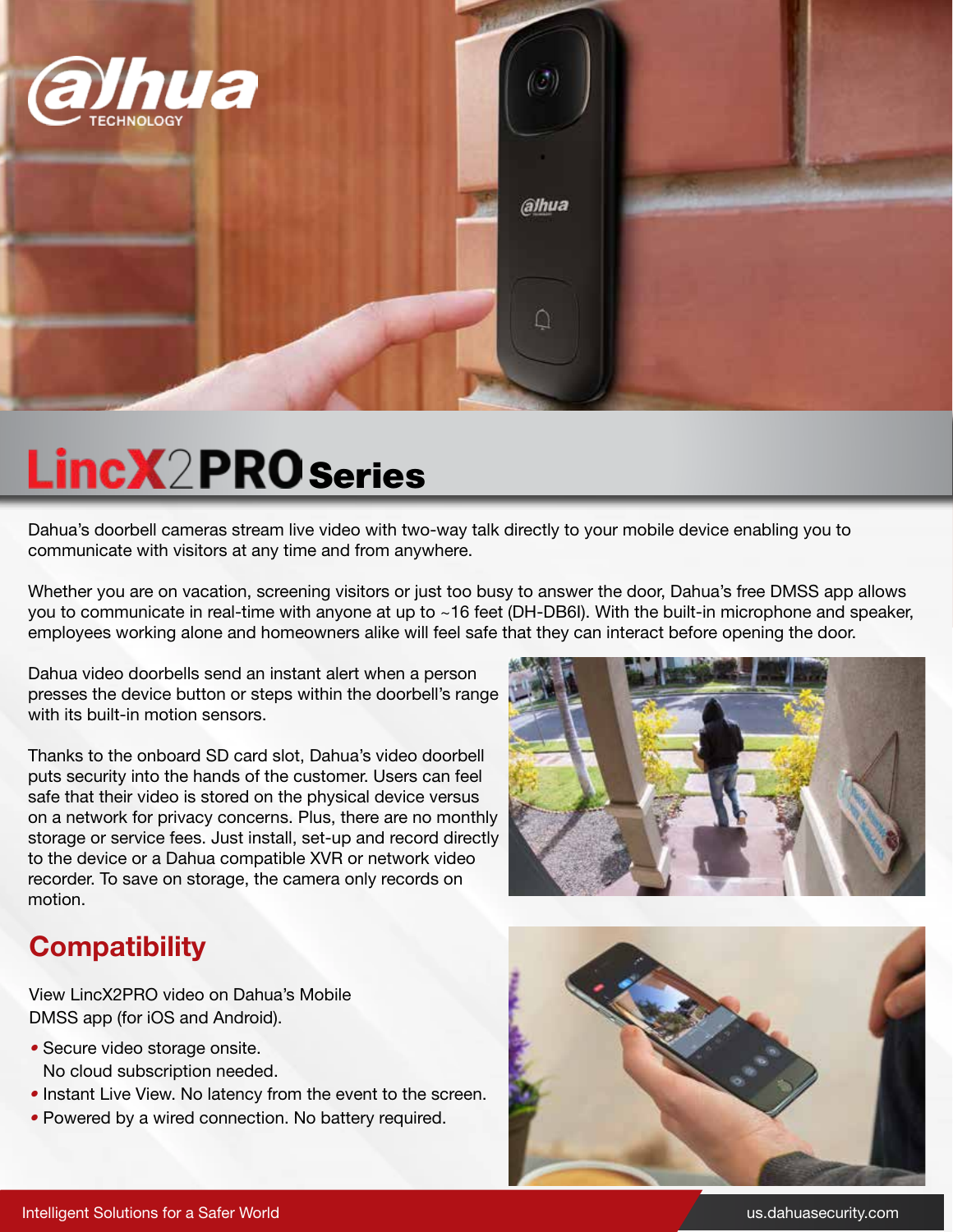# LincX2PRO Series

Dahua's doorbell cameras stream live video with two-way talk directly to your mobile device enabling you to communicate with visitors at any time and from anywhere.

Whether you are on vacation, screening visitors or just too busy to answer the door, Dahua's free DMSS app allows you to communicate in real-time with anyone at up to ~16 feet (DH-DB6I). With the built-in microphone and speaker, employees working alone and homeowners alike will feel safe that they can interact before opening the door.

Dahua video doorbells send an instant alert when a person presses the device button or steps within the doorbell's range with its built-in motion sensors.

Thanks to the onboard SD card slot, Dahua's video doorbell puts security into the hands of the customer. Users can feel safe that their video is stored on the physical device versus on a network for privacy concerns. Plus, there are no monthly storage or service fees. Just install, set-up and record directly to the device or a Dahua compatible XVR or network video recorder. To save on storage, the camera only records on motion.

## Compatibility

View LincX2PRO video on Dahua's Mobile DMSS app (for iOS and Android).

- Secure video storage onsite. No cloud subscription needed.
- Instant Live View. No latency from the event to the screen.
- Powered by a wired connection. No battery required.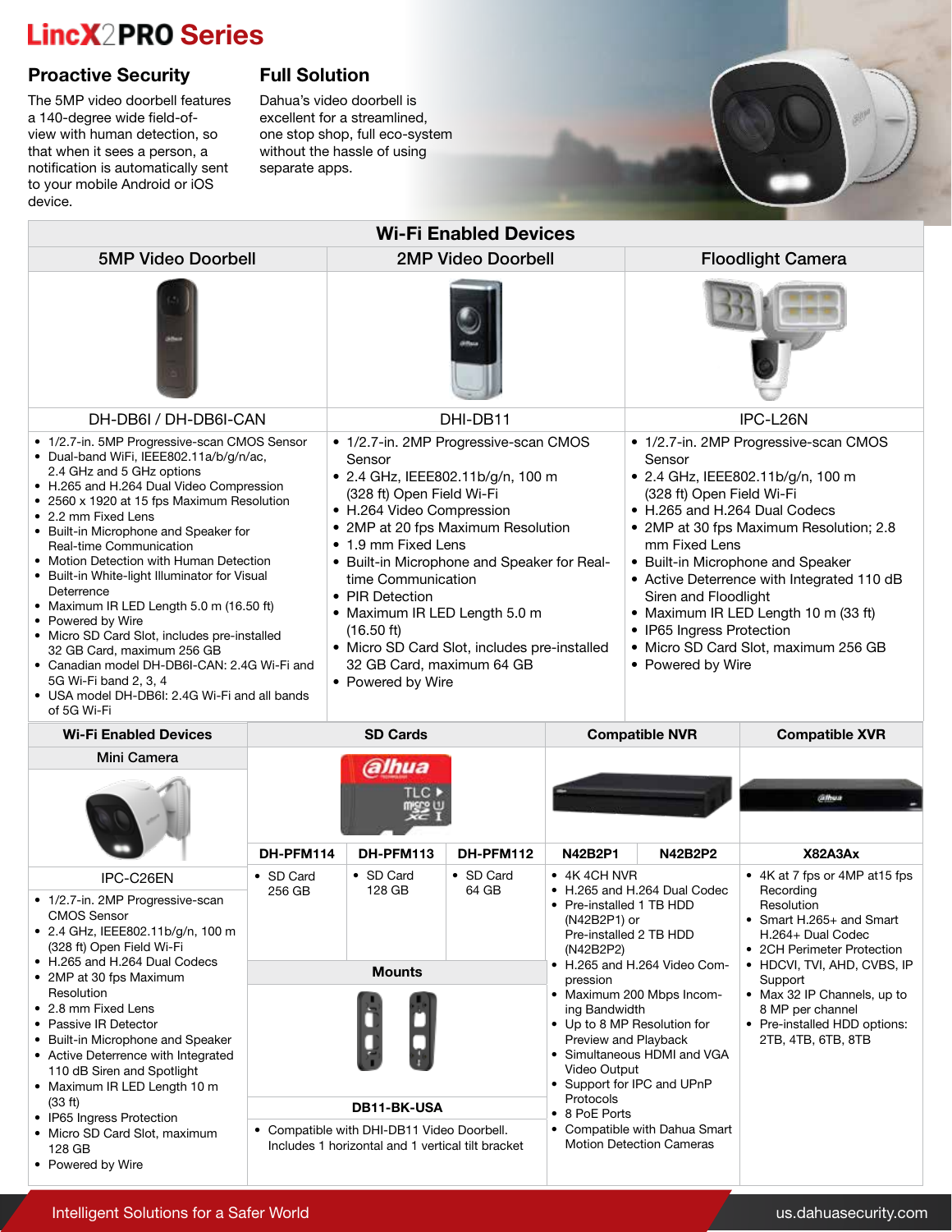# LincX2PRO Series

## Proactive Security

The 5MP video doorbell features a 140-degree wide field-of-view with human detection, so that when it sees a person, a notification is automatically sent to your mobile Android or iOS device.

## Full Solution

Dahua's video doorbell is excellent for a streamlined, one stop shop, full eco-system without the hassle of using separate apps.

## Wi-Fi Enabled Devices

| 5MP Video Doorbell | 2MP Video Doorbell | Floodlight Camera |
|---|---|---|
| DH-DB6I / DH-DB6I-CAN | DHI-DB11 | IPC-L26N |
| • 1/2.7-in. 5MP Progressive-scan CMOS Sensor<br>• Dual-band WiFi, IEEE802.11a/b/g/n/ac, 2.4 GHz and 5 GHz options<br>• H.265 and H.264 Dual Video Compression<br>• 2560 x 1920 at 15 fps Maximum Resolution<br>• 2.2 mm Fixed Lens<br>• Built-in Microphone and Speaker for Real-time Communication<br>• Motion Detection with Human Detection<br>• Built-in White-light Illuminator for Visual Deterrence<br>• Maximum IR LED Length 5.0 m (16.50 ft)<br>• Powered by Wire<br>• Micro SD Card Slot, includes pre-installed 32 GB Card, maximum 256 GB<br>• Canadian model DH-DB6I-CAN: 2.4G Wi-Fi and 5G Wi-Fi band 2, 3, 4<br>• USA model DH-DB6I: 2.4G Wi-Fi and all bands of 5G Wi-Fi | • 1/2.7-in. 2MP Progressive-scan CMOS Sensor<br>• 2.4 GHz, IEEE802.11b/g/n, 100 m (328 ft) Open Field Wi-Fi<br>• H.264 Video Compression<br>• 2MP at 20 fps Maximum Resolution<br>• 1.9 mm Fixed Lens<br>• Built-in Microphone and Speaker for Real-time Communication<br>• PIR Detection<br>• Maximum IR LED Length 5.0 m (16.50 ft)<br>• Micro SD Card Slot, includes pre-installed 32 GB Card, maximum 64 GB<br>• Powered by Wire | • 1/2.7-in. 2MP Progressive-scan CMOS Sensor<br>• 2.4 GHz, IEEE802.11b/g/n, 100 m (328 ft) Open Field Wi-Fi<br>• H.265 and H.264 Dual Codecs<br>• 2MP at 30 fps Maximum Resolution; 2.8 mm Fixed Lens<br>• Built-in Microphone and Speaker<br>• Active Deterrence with Integrated 110 dB Siren and Floodlight<br>• Maximum IR LED Length 10 m (33 ft)<br>• IP65 Ingress Protection<br>• Micro SD Card Slot, maximum 256 GB<br>• Powered by Wire |

## Wi-Fi Enabled Devices

### Mini Camera

**IPC-C26EN**

- 1/2.7-in. 2MP Progressive-scan CMOS Sensor
- 2.4 GHz, IEEE802.11b/g/n, 100 m (328 ft) Open Field Wi-Fi
- H.265 and H.264 Dual Codecs
- 2MP at 30 fps Maximum Resolution
- 2.8 mm Fixed Lens
- Passive IR Detector
- Built-in Microphone and Speaker
- Active Deterrence with Integrated 110 dB Siren and Spotlight
- Maximum IR LED Length 10 m (33 ft)
- IP65 Ingress Protection
- Micro SD Card Slot, maximum 128 GB
- Powered by Wire

## SD Cards

| DH-PFM114 | DH-PFM113 | DH-PFM112 |
|---|---|---|
| • SD Card 256 GB | • SD Card 128 GB | • SD Card 64 GB |

## Mounts

**DB11-BK-USA**

- Compatible with DHI-DB11 Video Doorbell. Includes 1 horizontal and 1 vertical tilt bracket

## Compatible NVR

**N42B2P1 / N42B2P2**

- 4K 4CH NVR
- H.265 and H.264 Dual Codec
- Pre-installed 1 TB HDD (N42B2P1) or Pre-installed 2 TB HDD (N42B2P2)
- H.265 and H.264 Video Compression
- Maximum 200 Mbps Incoming Bandwidth
- Up to 8 MP Resolution for Preview and Playback
- Simultaneous HDMI and VGA Video Output
- Support for IPC and UPnP Protocols
- 8 PoE Ports
- Compatible with Dahua Smart Motion Detection Cameras

## Compatible XVR

**X82A3Ax**

- 4K at 7 fps or 4MP at15 fps Recording Resolution
- Smart H.265+ and Smart H.264+ Dual Codec
- 2CH Perimeter Protection
- HDCVI, TVI, AHD, CVBS, IP Support
- Max 32 IP Channels, up to 8 MP per channel
- Pre-installed HDD options: 2TB, 4TB, 6TB, 8TB

Intelligent Solutions for a Safer World

us.dahuasecurity.com